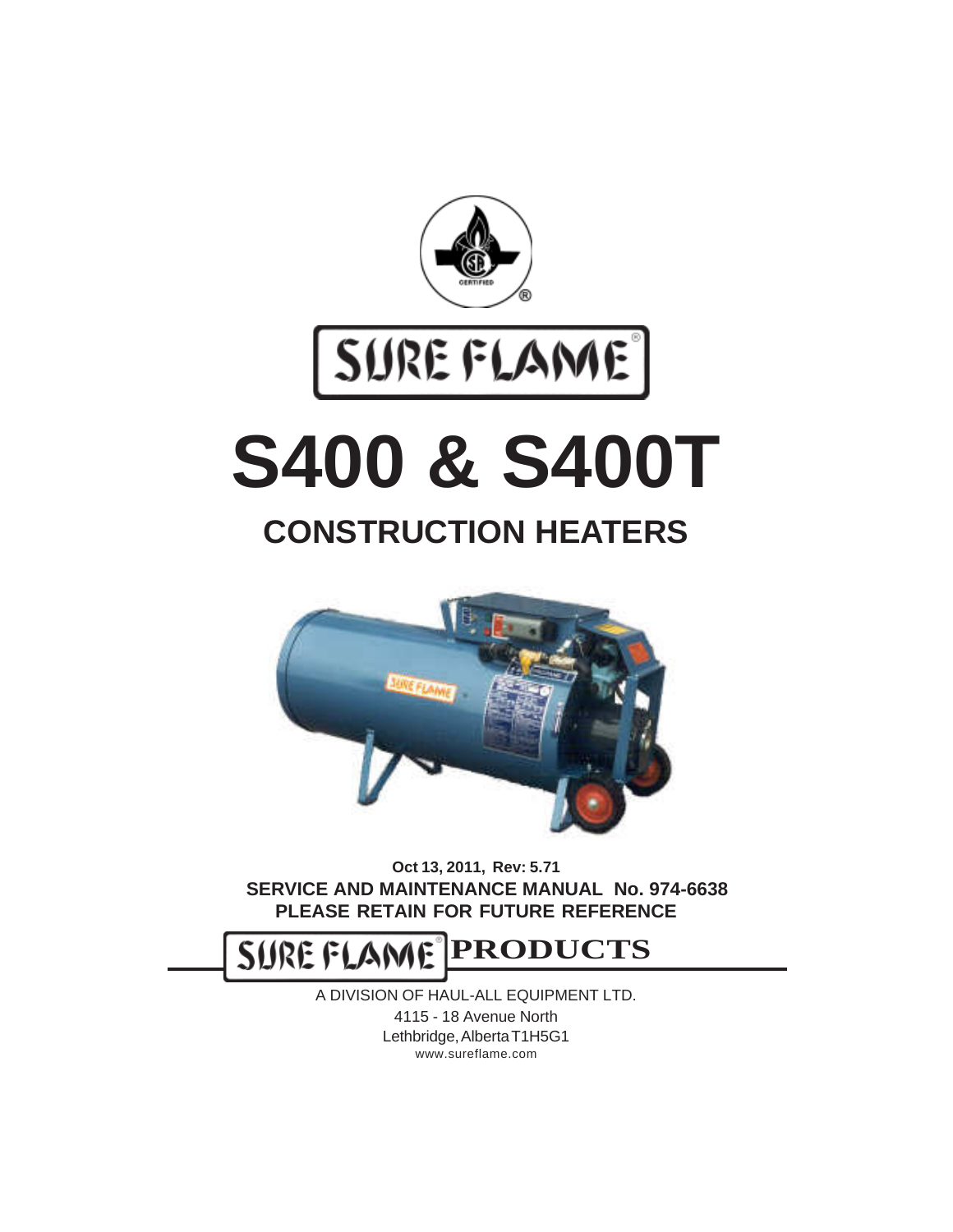SURE FLAME®

# S400 & S400T

## CONSTRUCTION HEATERS

**Oct 13, 2011, Rev: 5.71**
**SERVICE AND MAINTENANCE MANUAL No. 974-6638**
**PLEASE RETAIN FOR FUTURE REFERENCE**

**SURE FLAME® PRODUCTS**

A DIVISION OF HAUL-ALL EQUIPMENT LTD.
4115 - 18 Avenue North
Lethbridge, Alberta T1H5G1
www.sureflame.com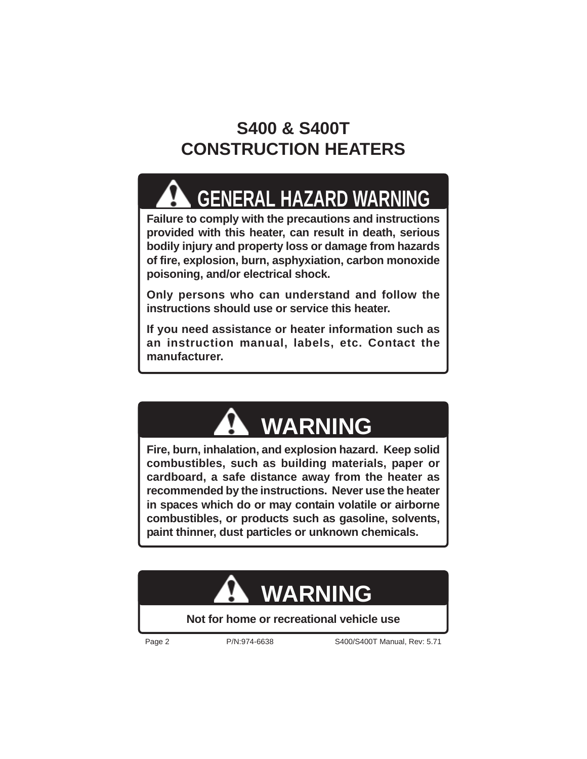# S400 & S400T CONSTRUCTION HEATERS

## ⚠ GENERAL HAZARD WARNING

**Failure to comply with the precautions and instructions provided with this heater, can result in death, serious bodily injury and property loss or damage from hazards of fire, explosion, burn, asphyxiation, carbon monoxide poisoning, and/or electrical shock.**

**Only persons who can understand and follow the instructions should use or service this heater.**

**If you need assistance or heater information such as an instruction manual, labels, etc. Contact the manufacturer.**

## ⚠ WARNING

**Fire, burn, inhalation, and explosion hazard. Keep solid combustibles, such as building materials, paper or cardboard, a safe distance away from the heater as recommended by the instructions. Never use the heater in spaces which do or may contain volatile or airborne combustibles, or products such as gasoline, solvents, paint thinner, dust particles or unknown chemicals.**

## ⚠ WARNING

**Not for home or recreational vehicle use**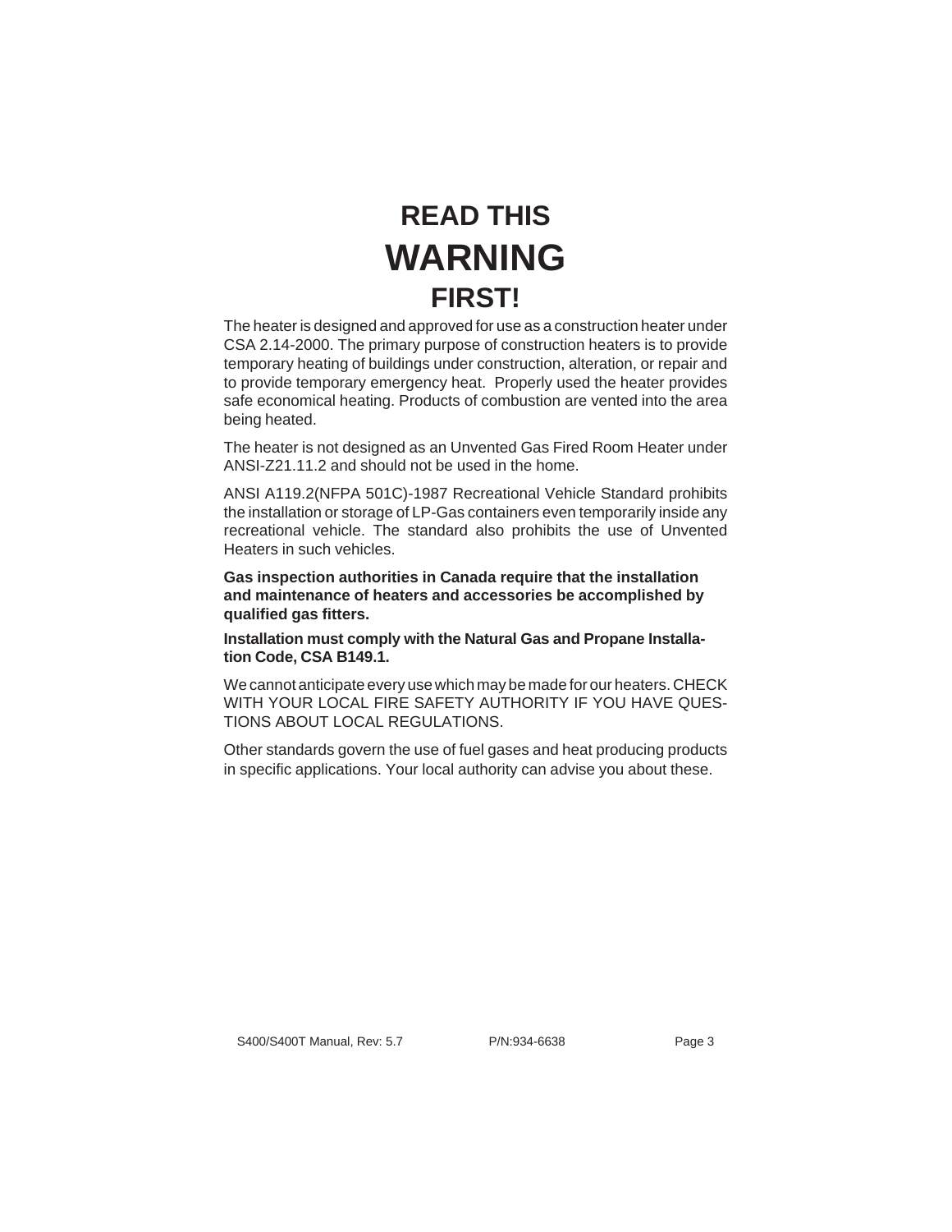# READ THIS
# WARNING
# FIRST!

The heater is designed and approved for use as a construction heater under CSA 2.14-2000. The primary purpose of construction heaters is to provide temporary heating of buildings under construction, alteration, or repair and to provide temporary emergency heat. Properly used the heater provides safe economical heating. Products of combustion are vented into the area being heated.

The heater is not designed as an Unvented Gas Fired Room Heater under ANSI-Z21.11.2 and should not be used in the home.

ANSI A119.2(NFPA 501C)-1987 Recreational Vehicle Standard prohibits the installation or storage of LP-Gas containers even temporarily inside any recreational vehicle. The standard also prohibits the use of Unvented Heaters in such vehicles.

**Gas inspection authorities in Canada require that the installation and maintenance of heaters and accessories be accomplished by qualified gas fitters.**

**Installation must comply with the Natural Gas and Propane Installation Code, CSA B149.1.**

We cannot anticipate every use which may be made for our heaters. CHECK WITH YOUR LOCAL FIRE SAFETY AUTHORITY IF YOU HAVE QUESTIONS ABOUT LOCAL REGULATIONS.

Other standards govern the use of fuel gases and heat producing products in specific applications. Your local authority can advise you about these.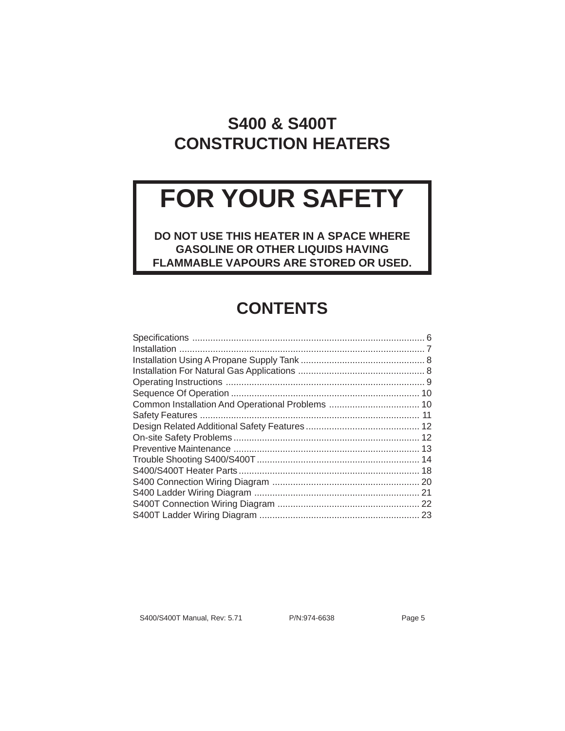# S400 & S400T CONSTRUCTION HEATERS

## FOR YOUR SAFETY

**DO NOT USE THIS HEATER IN A SPACE WHERE GASOLINE OR OTHER LIQUIDS HAVING FLAMMABLE VAPOURS ARE STORED OR USED.**

## CONTENTS

| | |
|---|---|
| Specifications | 6 |
| Installation | 7 |
| Installation Using A Propane Supply Tank | 8 |
| Installation For Natural Gas Applications | 8 |
| Operating Instructions | 9 |
| Sequence Of Operation | 10 |
| Common Installation And Operational Problems | 10 |
| Safety Features | 11 |
| Design Related Additional Safety Features | 12 |
| On-site Safety Problems | 12 |
| Preventive Maintenance | 13 |
| Trouble Shooting S400/S400T | 14 |
| S400/S400T Heater Parts | 18 |
| S400 Connection Wiring Diagram | 20 |
| S400 Ladder Wiring Diagram | 21 |
| S400T Connection Wiring Diagram | 22 |
| S400T Ladder Wiring Diagram | 23 |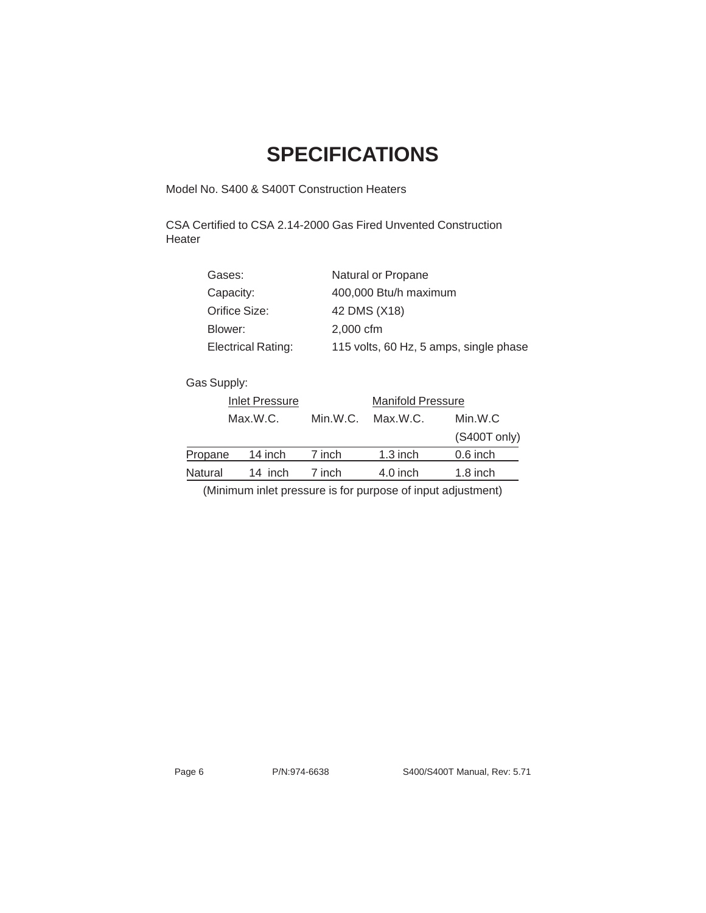# SPECIFICATIONS

Model No. S400 & S400T Construction Heaters

CSA Certified to CSA 2.14-2000 Gas Fired Unvented Construction Heater

| | |
|---|---|
| Gases: | Natural or Propane |
| Capacity: | 400,000 Btu/h maximum |
| Orifice Size: | 42 DMS (X18) |
| Blower: | 2,000 cfm |
| Electrical Rating: | 115 volts, 60 Hz, 5 amps, single phase |

Gas Supply:

| | Inlet Pressure | | Manifold Pressure | |
|---|---|---|---|---|
| | Max.W.C. | Min.W.C. | Max.W.C. | Min.W.C (S400T only) |
| Propane | 14 inch | 7 inch | 1.3 inch | 0.6 inch |
| Natural | 14 inch | 7 inch | 4.0 inch | 1.8 inch |

(Minimum inlet pressure is for purpose of input adjustment)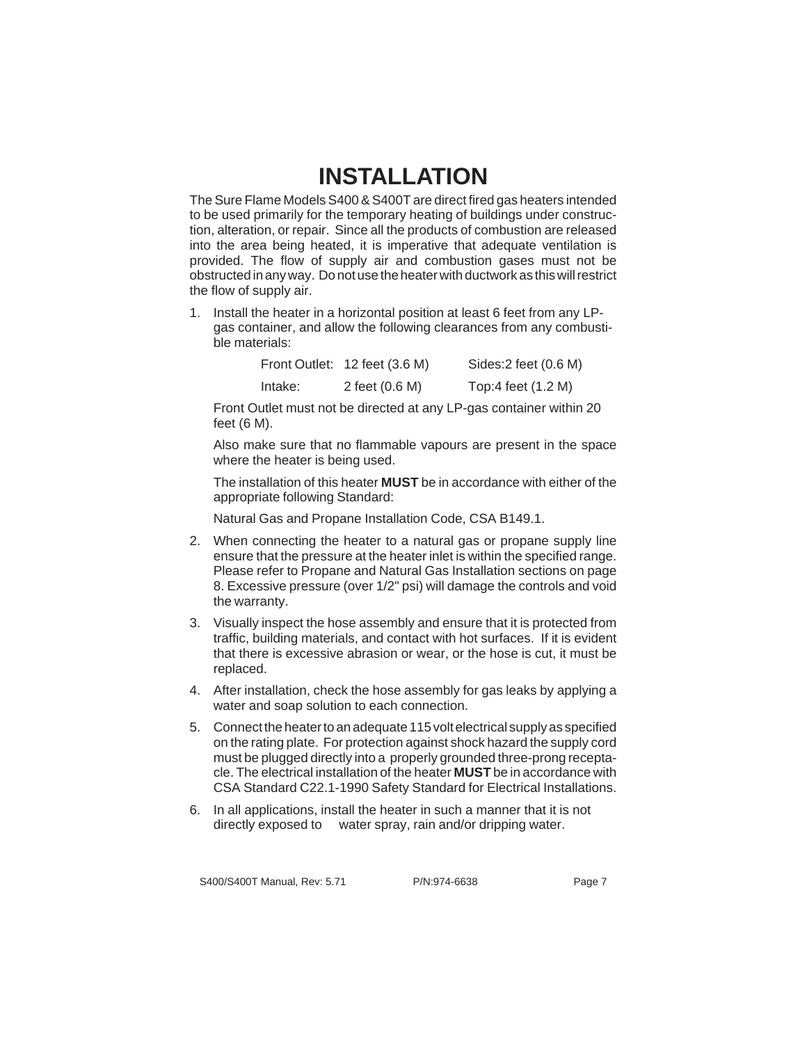# INSTALLATION

The Sure Flame Models S400 & S400T are direct fired gas heaters intended to be used primarily for the temporary heating of buildings under construction, alteration, or repair. Since all the products of combustion are released into the area being heated, it is imperative that adequate ventilation is provided. The flow of supply air and combustion gases must not be obstructed in any way. Do not use the heater with ductwork as this will restrict the flow of supply air.

1. Install the heater in a horizontal position at least 6 feet from any LP-gas container, and allow the following clearances from any combustible materials:

   | | | |
   |---|---|---|
   | Front Outlet: | 12 feet (3.6 M) | Sides:2 feet (0.6 M) |
   | Intake: | 2 feet (0.6 M) | Top:4 feet (1.2 M) |

   Front Outlet must not be directed at any LP-gas container within 20 feet (6 M).

   Also make sure that no flammable vapours are present in the space where the heater is being used.

   The installation of this heater **MUST** be in accordance with either of the appropriate following Standard:

   Natural Gas and Propane Installation Code, CSA B149.1.

2. When connecting the heater to a natural gas or propane supply line ensure that the pressure at the heater inlet is within the specified range. Please refer to Propane and Natural Gas Installation sections on page 8. Excessive pressure (over 1/2" psi) will damage the controls and void the warranty.

3. Visually inspect the hose assembly and ensure that it is protected from traffic, building materials, and contact with hot surfaces. If it is evident that there is excessive abrasion or wear, or the hose is cut, it must be replaced.

4. After installation, check the hose assembly for gas leaks by applying a water and soap solution to each connection.

5. Connect the heater to an adequate 115 volt electrical supply as specified on the rating plate. For protection against shock hazard the supply cord must be plugged directly into a properly grounded three-prong receptacle. The electrical installation of the heater **MUST** be in accordance with CSA Standard C22.1-1990 Safety Standard for Electrical Installations.

6. In all applications, install the heater in such a manner that it is not directly exposed to water spray, rain and/or dripping water.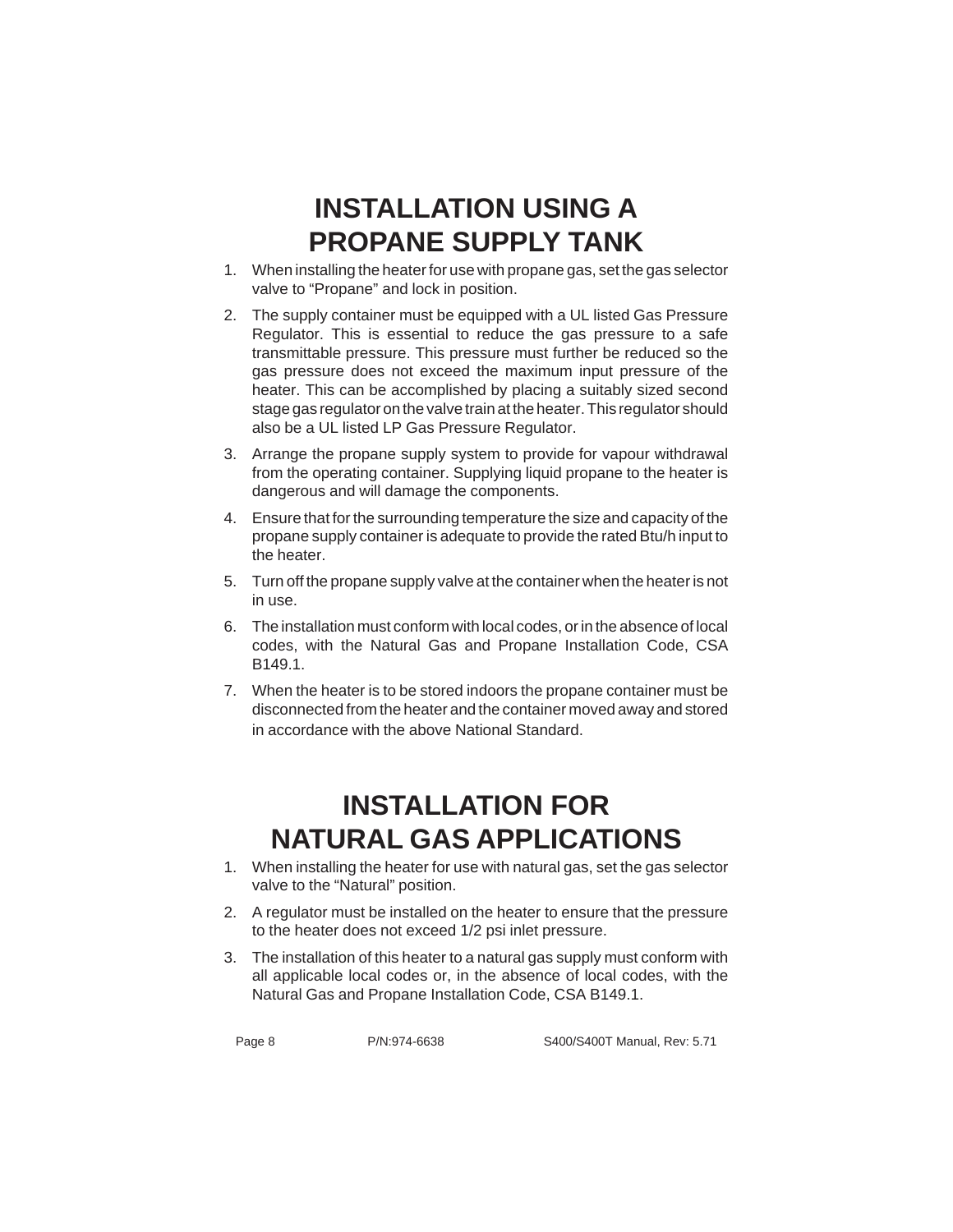# INSTALLATION USING A PROPANE SUPPLY TANK

1. When installing the heater for use with propane gas, set the gas selector valve to “Propane” and lock in position.
2. The supply container must be equipped with a UL listed Gas Pressure Regulator. This is essential to reduce the gas pressure to a safe transmittable pressure. This pressure must further be reduced so the gas pressure does not exceed the maximum input pressure of the heater. This can be accomplished by placing a suitably sized second stage gas regulator on the valve train at the heater. This regulator should also be a UL listed LP Gas Pressure Regulator.
3. Arrange the propane supply system to provide for vapour withdrawal from the operating container. Supplying liquid propane to the heater is dangerous and will damage the components.
4. Ensure that for the surrounding temperature the size and capacity of the propane supply container is adequate to provide the rated Btu/h input to the heater.
5. Turn off the propane supply valve at the container when the heater is not in use.
6. The installation must conform with local codes, or in the absence of local codes, with the Natural Gas and Propane Installation Code, CSA B149.1.
7. When the heater is to be stored indoors the propane container must be disconnected from the heater and the container moved away and stored in accordance with the above National Standard.

# INSTALLATION FOR NATURAL GAS APPLICATIONS

1. When installing the heater for use with natural gas, set the gas selector valve to the “Natural” position.
2. A regulator must be installed on the heater to ensure that the pressure to the heater does not exceed 1/2 psi inlet pressure.
3. The installation of this heater to a natural gas supply must conform with all applicable local codes or, in the absence of local codes, with the Natural Gas and Propane Installation Code, CSA B149.1.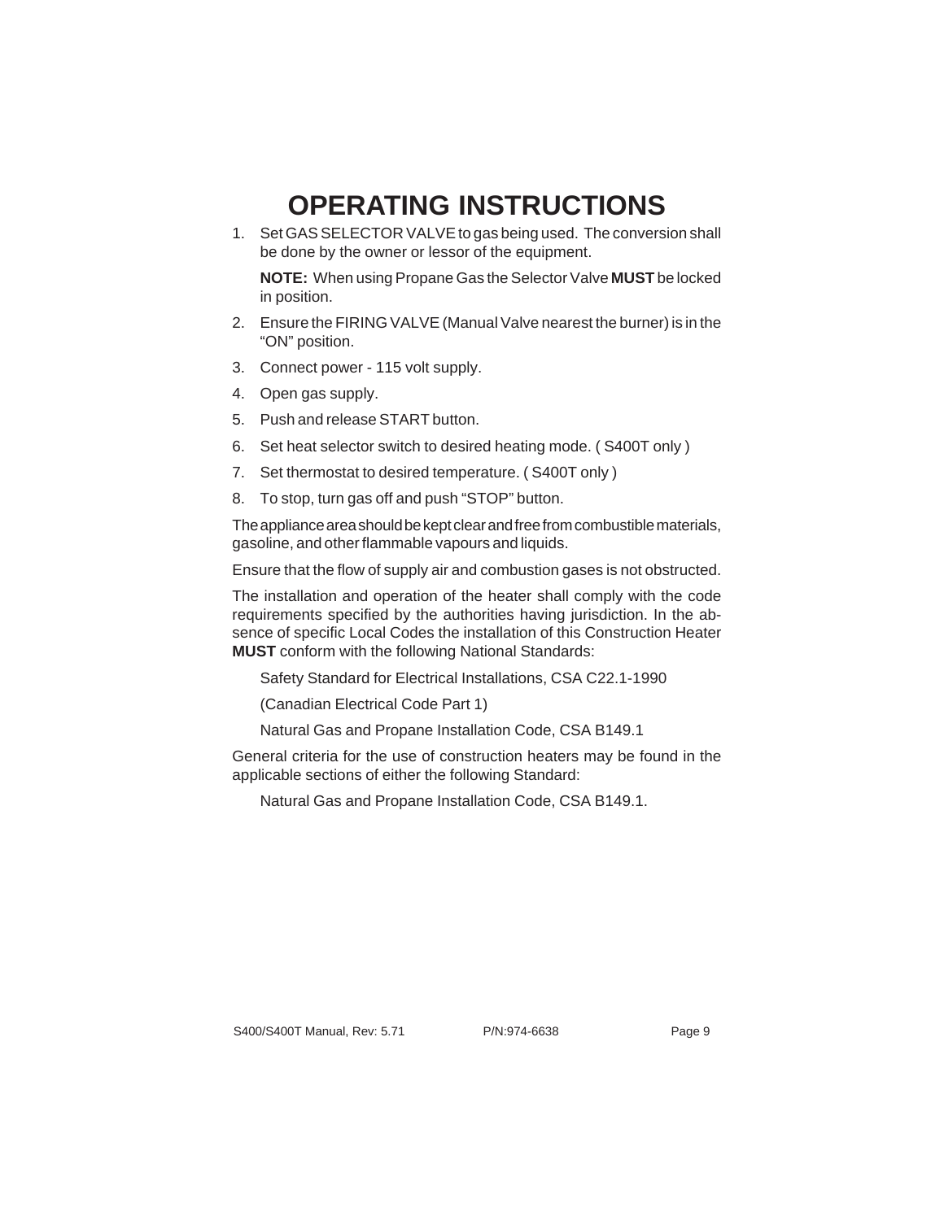# OPERATING INSTRUCTIONS

1. Set GAS SELECTOR VALVE to gas being used. The conversion shall be done by the owner or lessor of the equipment.

   **NOTE:** When using Propane Gas the Selector Valve **MUST** be locked in position.

2. Ensure the FIRING VALVE (Manual Valve nearest the burner) is in the "ON" position.
3. Connect power - 115 volt supply.
4. Open gas supply.
5. Push and release START button.
6. Set heat selector switch to desired heating mode. ( S400T only )
7. Set thermostat to desired temperature. ( S400T only )
8. To stop, turn gas off and push "STOP" button.

The appliance area should be kept clear and free from combustible materials, gasoline, and other flammable vapours and liquids.

Ensure that the flow of supply air and combustion gases is not obstructed.

The installation and operation of the heater shall comply with the code requirements specified by the authorities having jurisdiction. In the absence of specific Local Codes the installation of this Construction Heater **MUST** conform with the following National Standards:

Safety Standard for Electrical Installations, CSA C22.1-1990

(Canadian Electrical Code Part 1)

Natural Gas and Propane Installation Code, CSA B149.1

General criteria for the use of construction heaters may be found in the applicable sections of either the following Standard:

Natural Gas and Propane Installation Code, CSA B149.1.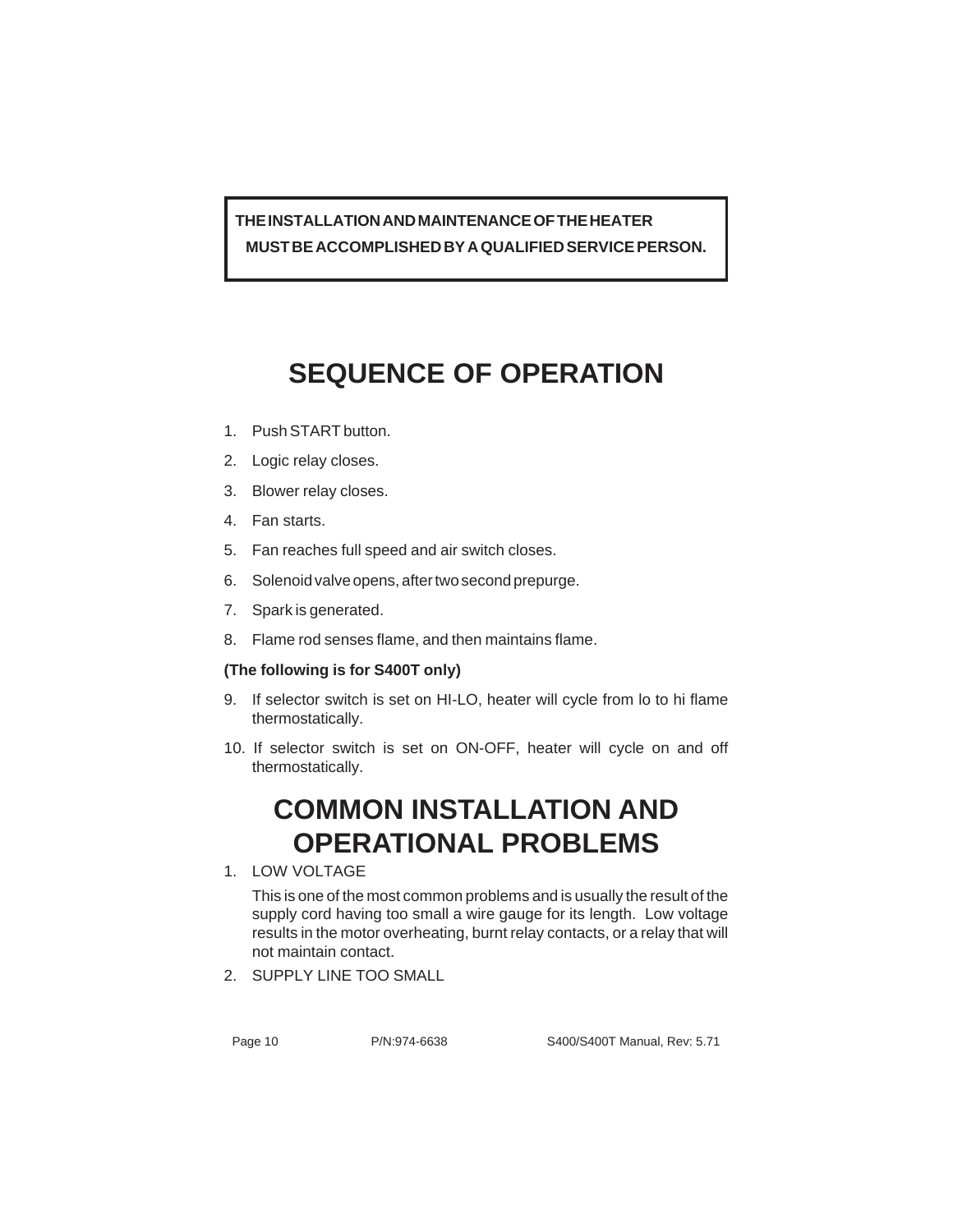**THE INSTALLATION AND MAINTENANCE OF THE HEATER MUST BE ACCOMPLISHED BY A QUALIFIED SERVICE PERSON.**

# SEQUENCE OF OPERATION

1. Push START button.
2. Logic relay closes.
3. Blower relay closes.
4. Fan starts.
5. Fan reaches full speed and air switch closes.
6. Solenoid valve opens, after two second prepurge.
7. Spark is generated.
8. Flame rod senses flame, and then maintains flame.

**(The following is for S400T only)**

9. If selector switch is set on HI-LO, heater will cycle from lo to hi flame thermostatically.
10. If selector switch is set on ON-OFF, heater will cycle on and off thermostatically.

# COMMON INSTALLATION AND OPERATIONAL PROBLEMS

1. LOW VOLTAGE

   This is one of the most common problems and is usually the result of the supply cord having too small a wire gauge for its length. Low voltage results in the motor overheating, burnt relay contacts, or a relay that will not maintain contact.

2. SUPPLY LINE TOO SMALL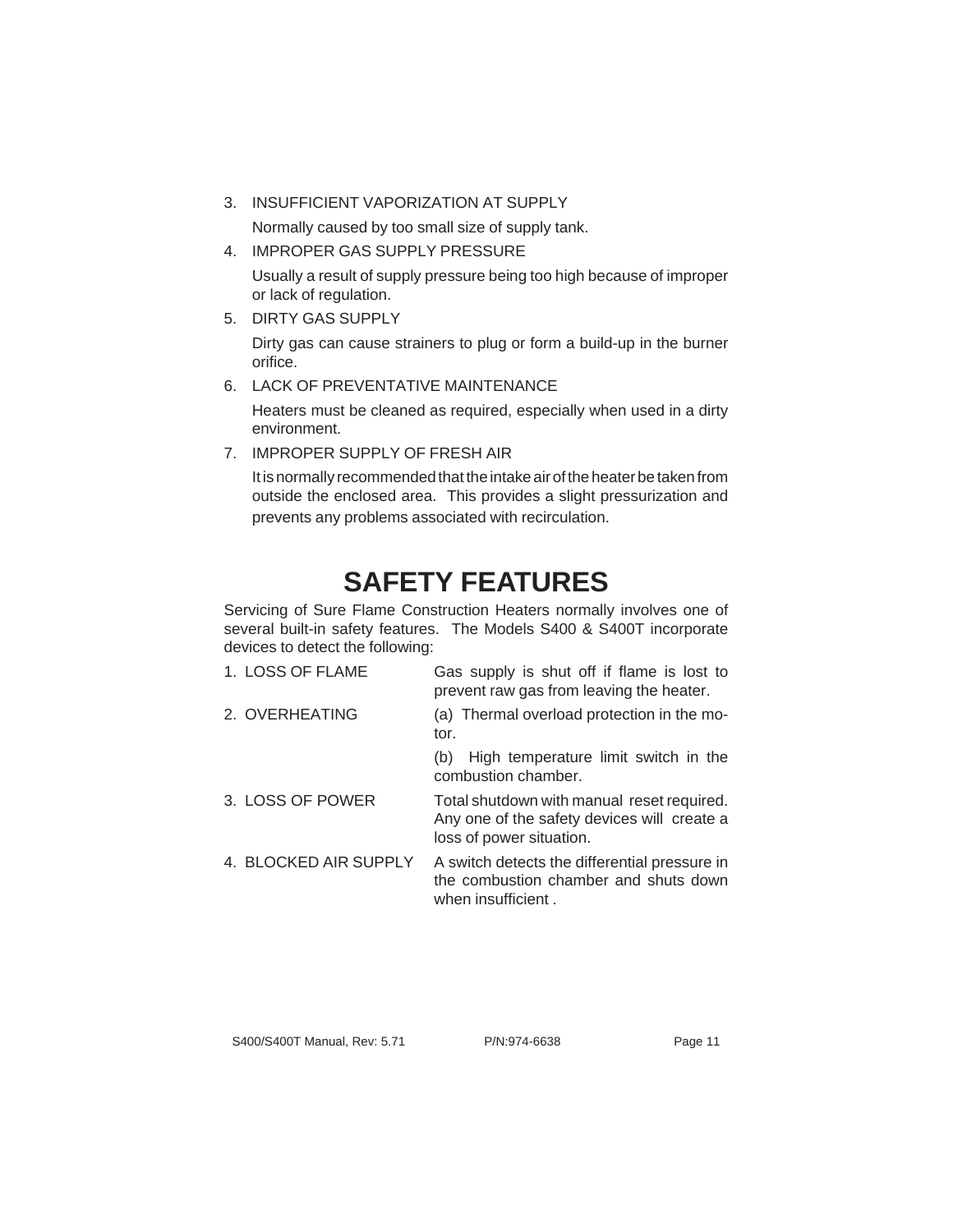3. INSUFFICIENT VAPORIZATION AT SUPPLY

   Normally caused by too small size of supply tank.

4. IMPROPER GAS SUPPLY PRESSURE

   Usually a result of supply pressure being too high because of improper or lack of regulation.

5. DIRTY GAS SUPPLY

   Dirty gas can cause strainers to plug or form a build-up in the burner orifice.

6. LACK OF PREVENTATIVE MAINTENANCE

   Heaters must be cleaned as required, especially when used in a dirty environment.

7. IMPROPER SUPPLY OF FRESH AIR

   It is normally recommended that the intake air of the heater be taken from outside the enclosed area. This provides a slight pressurization and prevents any problems associated with recirculation.

# SAFETY FEATURES

Servicing of Sure Flame Construction Heaters normally involves one of several built-in safety features. The Models S400 & S400T incorporate devices to detect the following:

| | |
|---|---|
| 1. LOSS OF FLAME | Gas supply is shut off if flame is lost to prevent raw gas from leaving the heater. |
| 2. OVERHEATING | (a) Thermal overload protection in the motor.<br>(b) High temperature limit switch in the combustion chamber. |
| 3. LOSS OF POWER | Total shutdown with manual reset required. Any one of the safety devices will create a loss of power situation. |
| 4. BLOCKED AIR SUPPLY | A switch detects the differential pressure in the combustion chamber and shuts down when insufficient . |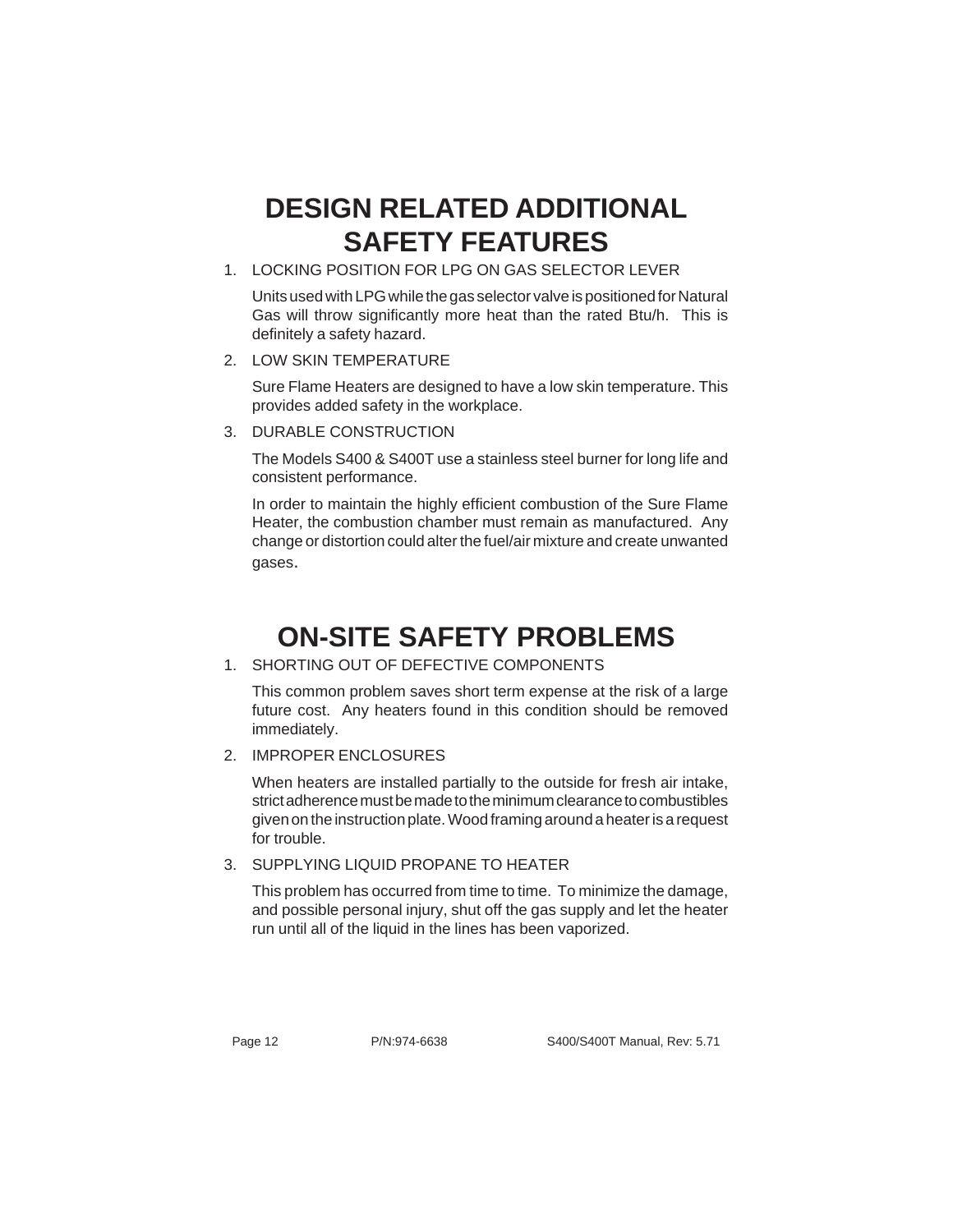# DESIGN RELATED ADDITIONAL SAFETY FEATURES

1. LOCKING POSITION FOR LPG ON GAS SELECTOR LEVER

   Units used with LPG while the gas selector valve is positioned for Natural Gas will throw significantly more heat than the rated Btu/h. This is definitely a safety hazard.

2. LOW SKIN TEMPERATURE

   Sure Flame Heaters are designed to have a low skin temperature. This provides added safety in the workplace.

3. DURABLE CONSTRUCTION

   The Models S400 & S400T use a stainless steel burner for long life and consistent performance.

   In order to maintain the highly efficient combustion of the Sure Flame Heater, the combustion chamber must remain as manufactured. Any change or distortion could alter the fuel/air mixture and create unwanted gases.

# ON-SITE SAFETY PROBLEMS

1. SHORTING OUT OF DEFECTIVE COMPONENTS

   This common problem saves short term expense at the risk of a large future cost. Any heaters found in this condition should be removed immediately.

2. IMPROPER ENCLOSURES

   When heaters are installed partially to the outside for fresh air intake, strict adherence must be made to the minimum clearance to combustibles given on the instruction plate. Wood framing around a heater is a request for trouble.

3. SUPPLYING LIQUID PROPANE TO HEATER

   This problem has occurred from time to time. To minimize the damage, and possible personal injury, shut off the gas supply and let the heater run until all of the liquid in the lines has been vaporized.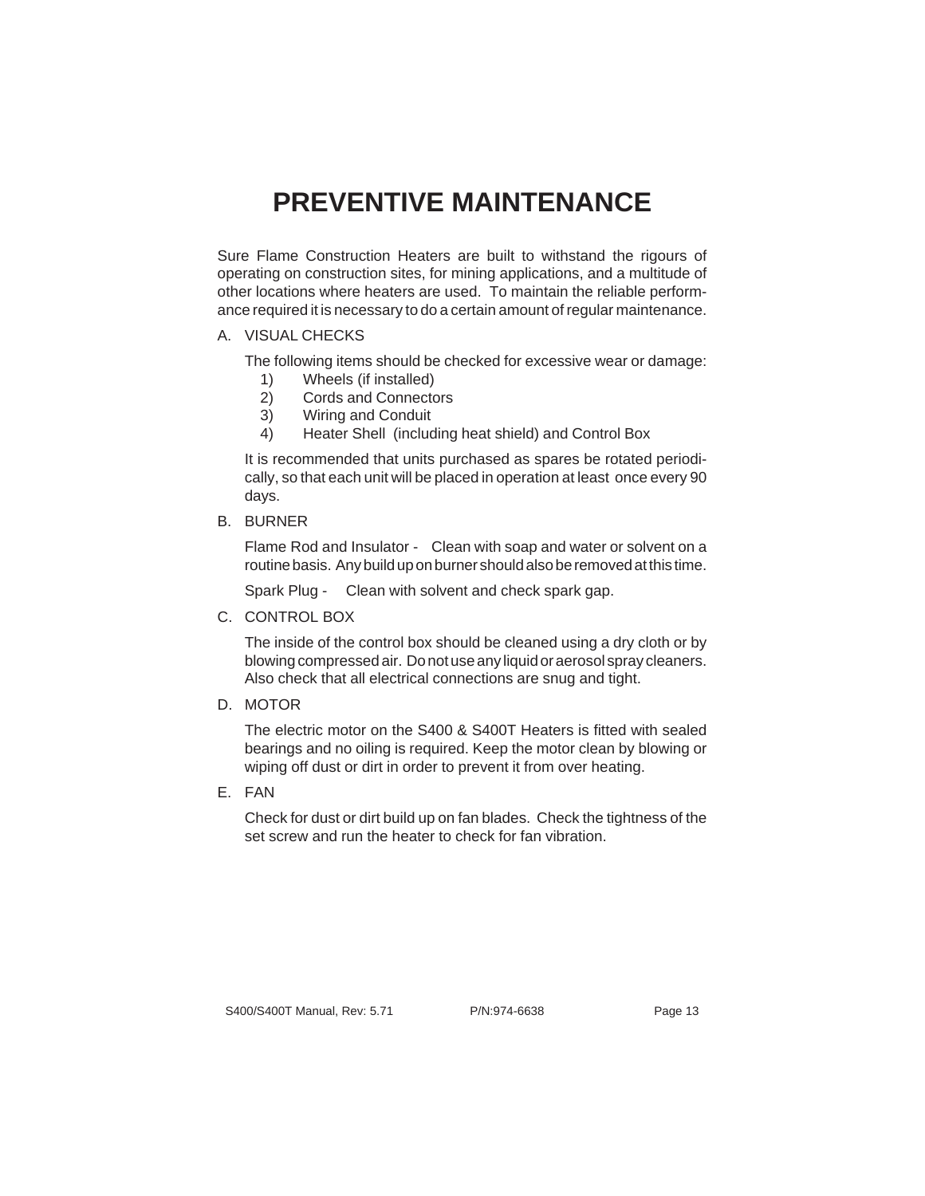# PREVENTIVE MAINTENANCE

Sure Flame Construction Heaters are built to withstand the rigours of operating on construction sites, for mining applications, and a multitude of other locations where heaters are used. To maintain the reliable performance required it is necessary to do a certain amount of regular maintenance.

A. VISUAL CHECKS

The following items should be checked for excessive wear or damage:

1) Wheels (if installed)
2) Cords and Connectors
3) Wiring and Conduit
4) Heater Shell (including heat shield) and Control Box

It is recommended that units purchased as spares be rotated periodically, so that each unit will be placed in operation at least once every 90 days.

B. BURNER

Flame Rod and Insulator - Clean with soap and water or solvent on a routine basis. Any build up on burner should also be removed at this time.

Spark Plug - Clean with solvent and check spark gap.

C. CONTROL BOX

The inside of the control box should be cleaned using a dry cloth or by blowing compressed air. Do not use any liquid or aerosol spray cleaners. Also check that all electrical connections are snug and tight.

D. MOTOR

The electric motor on the S400 & S400T Heaters is fitted with sealed bearings and no oiling is required. Keep the motor clean by blowing or wiping off dust or dirt in order to prevent it from over heating.

E. FAN

Check for dust or dirt build up on fan blades. Check the tightness of the set screw and run the heater to check for fan vibration.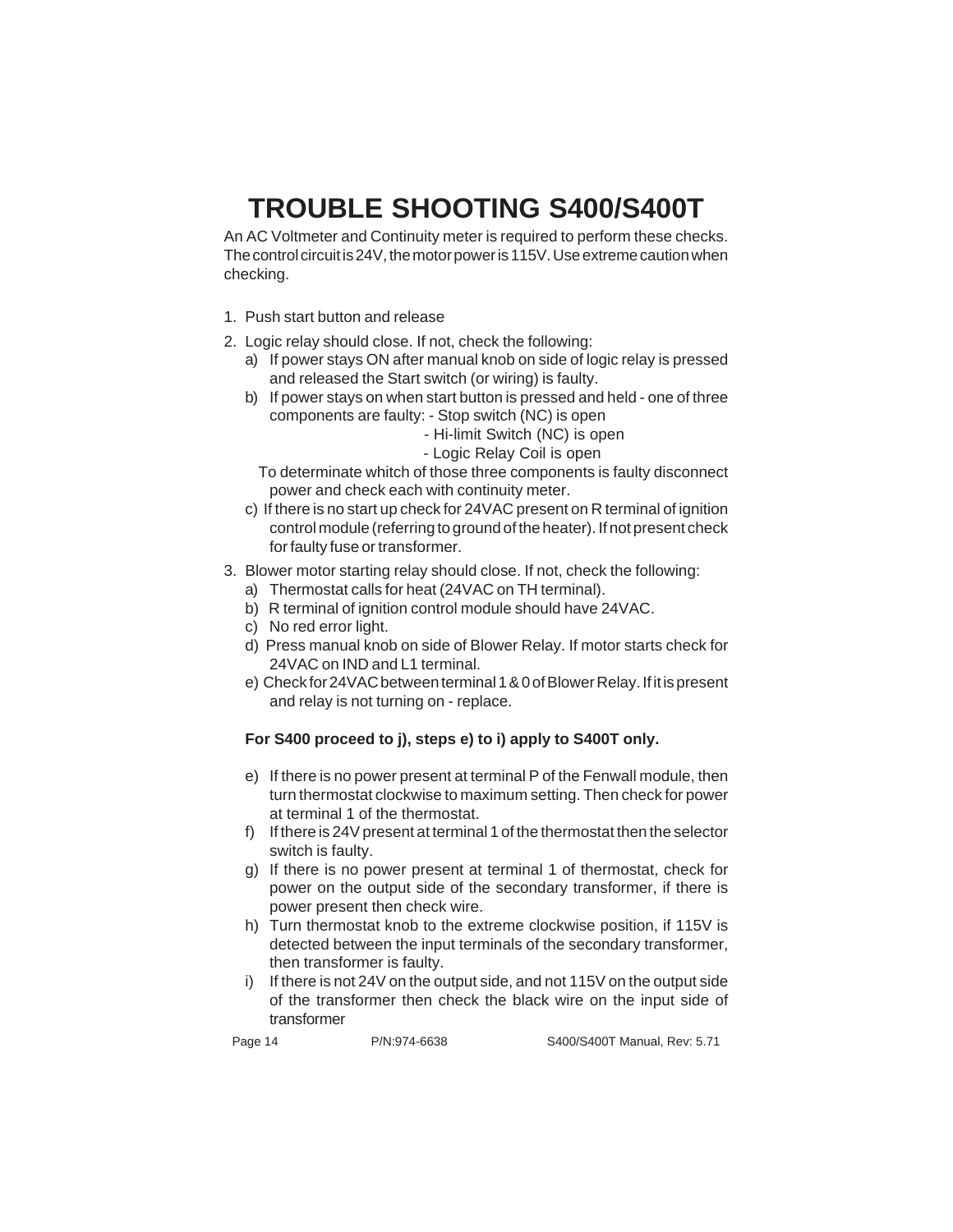# TROUBLE SHOOTING S400/S400T

An AC Voltmeter and Continuity meter is required to perform these checks. The control circuit is 24V, the motor power is 115V. Use extreme caution when checking.

1. Push start button and release
2. Logic relay should close. If not, check the following:
   a) If power stays ON after manual knob on side of logic relay is pressed and released the Start switch (or wiring) is faulty.
   b) If power stays on when start button is pressed and held - one of three components are faulty: - Stop switch (NC) is open
      - Hi-limit Switch (NC) is open
      - Logic Relay Coil is open

   To determinate whitch of those three components is faulty disconnect power and check each with continuity meter.

   c) If there is no start up check for 24VAC present on R terminal of ignition control module (referring to ground of the heater). If not present check for faulty fuse or transformer.
3. Blower motor starting relay should close. If not, check the following:
   a) Thermostat calls for heat (24VAC on TH terminal).
   b) R terminal of ignition control module should have 24VAC.
   c) No red error light.
   d) Press manual knob on side of Blower Relay. If motor starts check for 24VAC on IND and L1 terminal.
   e) Check for 24VAC between terminal 1 & 0 of Blower Relay. If it is present and relay is not turning on - replace.

   **For S400 proceed to j), steps e) to i) apply to S400T only.**

   e) If there is no power present at terminal P of the Fenwall module, then turn thermostat clockwise to maximum setting. Then check for power at terminal 1 of the thermostat.
   f) If there is 24V present at terminal 1 of the thermostat then the selector switch is faulty.
   g) If there is no power present at terminal 1 of thermostat, check for power on the output side of the secondary transformer, if there is power present then check wire.
   h) Turn thermostat knob to the extreme clockwise position, if 115V is detected between the input terminals of the secondary transformer, then transformer is faulty.
   i) If there is not 24V on the output side, and not 115V on the output side of the transformer then check the black wire on the input side of transformer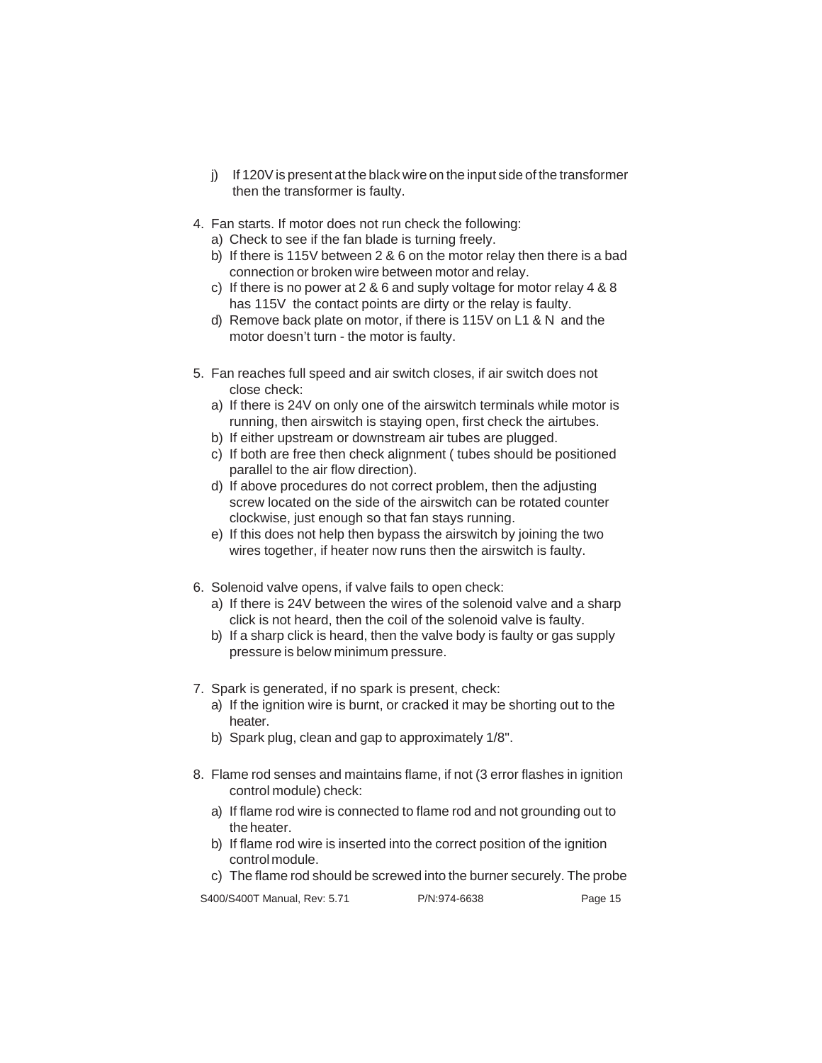j) If 120V is present at the black wire on the input side of the transformer then the transformer is faulty.

4. Fan starts. If motor does not run check the following:
   a) Check to see if the fan blade is turning freely.
   b) If there is 115V between 2 & 6 on the motor relay then there is a bad connection or broken wire between motor and relay.
   c) If there is no power at 2 & 6 and suply voltage for motor relay 4 & 8 has 115V the contact points are dirty or the relay is faulty.
   d) Remove back plate on motor, if there is 115V on L1 & N and the motor doesn't turn - the motor is faulty.

5. Fan reaches full speed and air switch closes, if air switch does not close check:
   a) If there is 24V on only one of the airswitch terminals while motor is running, then airswitch is staying open, first check the airtubes.
   b) If either upstream or downstream air tubes are plugged.
   c) If both are free then check alignment ( tubes should be positioned parallel to the air flow direction).
   d) If above procedures do not correct problem, then the adjusting screw located on the side of the airswitch can be rotated counter clockwise, just enough so that fan stays running.
   e) If this does not help then bypass the airswitch by joining the two wires together, if heater now runs then the airswitch is faulty.

6. Solenoid valve opens, if valve fails to open check:
   a) If there is 24V between the wires of the solenoid valve and a sharp click is not heard, then the coil of the solenoid valve is faulty.
   b) If a sharp click is heard, then the valve body is faulty or gas supply pressure is below minimum pressure.

7. Spark is generated, if no spark is present, check:
   a) If the ignition wire is burnt, or cracked it may be shorting out to the heater.
   b) Spark plug, clean and gap to approximately 1/8".

8. Flame rod senses and maintains flame, if not (3 error flashes in ignition control module) check:
   a) If flame rod wire is connected to flame rod and not grounding out to the heater.
   b) If flame rod wire is inserted into the correct position of the ignition control module.
   c) The flame rod should be screwed into the burner securely. The probe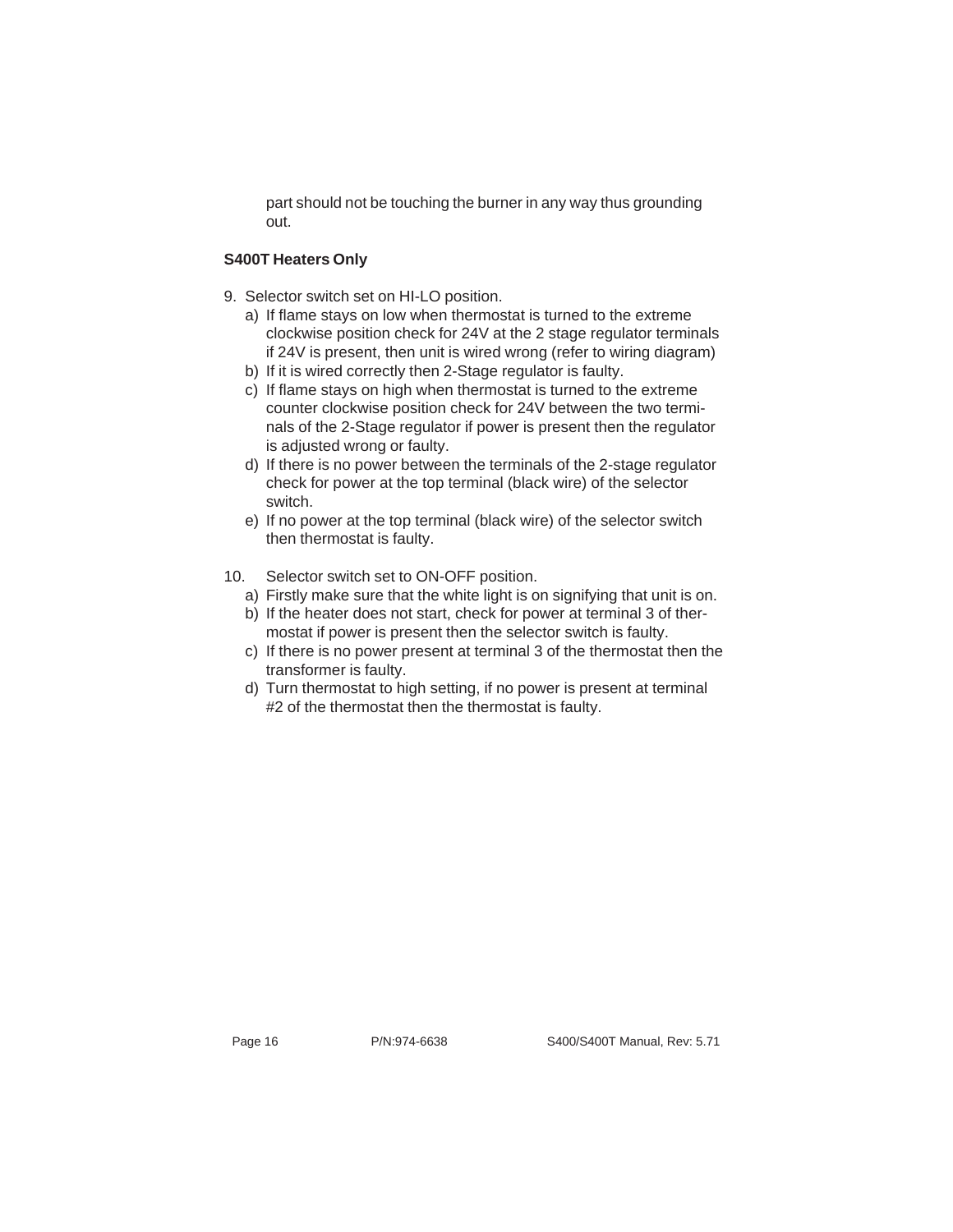part should not be touching the burner in any way thus grounding out.

**S400T Heaters Only**

9. Selector switch set on HI-LO position.
   a) If flame stays on low when thermostat is turned to the extreme clockwise position check for 24V at the 2 stage regulator terminals if 24V is present, then unit is wired wrong (refer to wiring diagram)
   b) If it is wired correctly then 2-Stage regulator is faulty.
   c) If flame stays on high when thermostat is turned to the extreme counter clockwise position check for 24V between the two terminals of the 2-Stage regulator if power is present then the regulator is adjusted wrong or faulty.
   d) If there is no power between the terminals of the 2-stage regulator check for power at the top terminal (black wire) of the selector switch.
   e) If no power at the top terminal (black wire) of the selector switch then thermostat is faulty.

10. Selector switch set to ON-OFF position.
    a) Firstly make sure that the white light is on signifying that unit is on.
    b) If the heater does not start, check for power at terminal 3 of thermostat if power is present then the selector switch is faulty.
    c) If there is no power present at terminal 3 of the thermostat then the transformer is faulty.
    d) Turn thermostat to high setting, if no power is present at terminal #2 of the thermostat then the thermostat is faulty.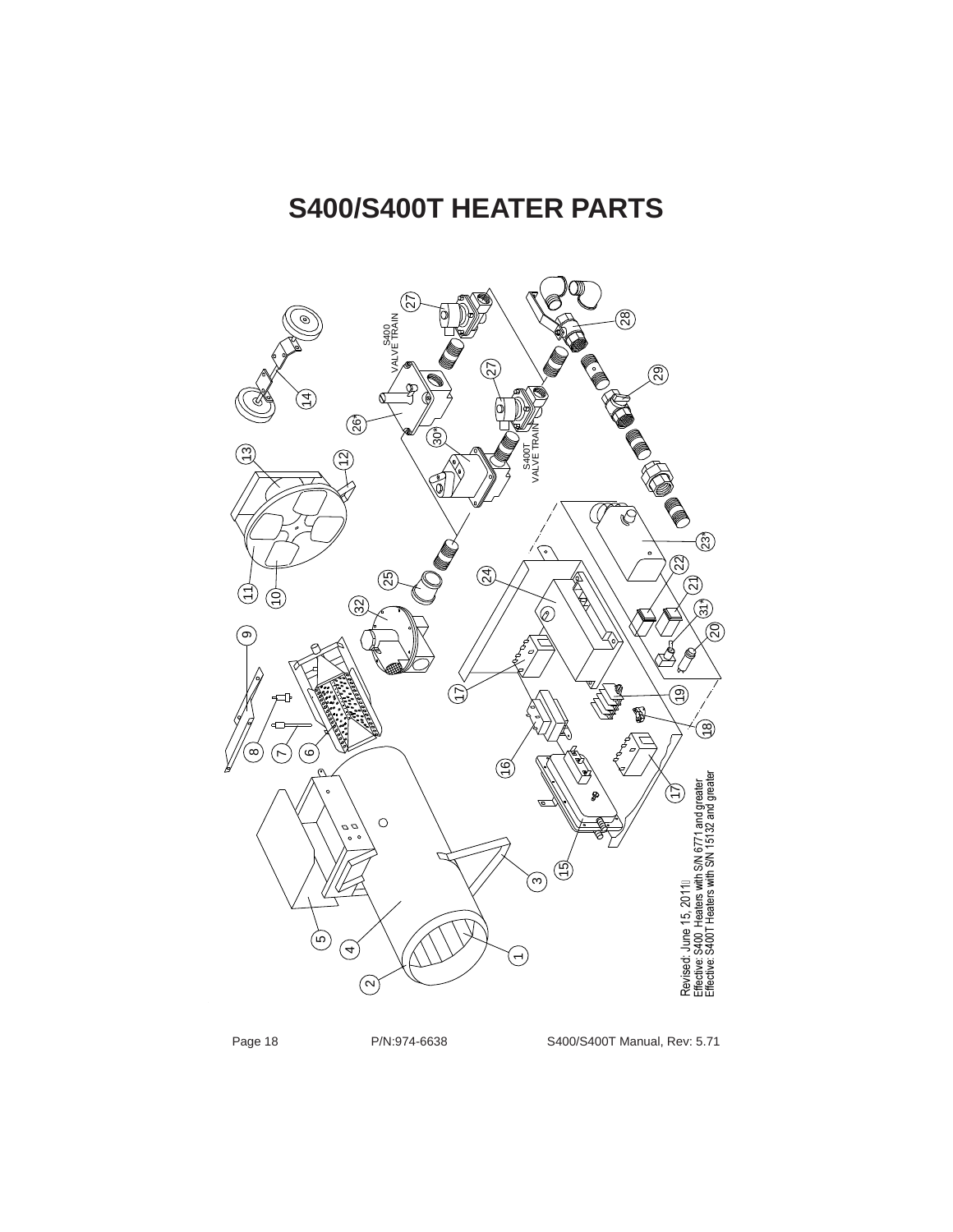# S400/S400T HEATER PARTS

S400 VALVE TRAIN

S400T VALVE TRAIN

Revised: June 15, 2011

Effective: S400 Heaters with S/N 6771 and greater

Effective: S400T Heaters with S/N 15132 and greater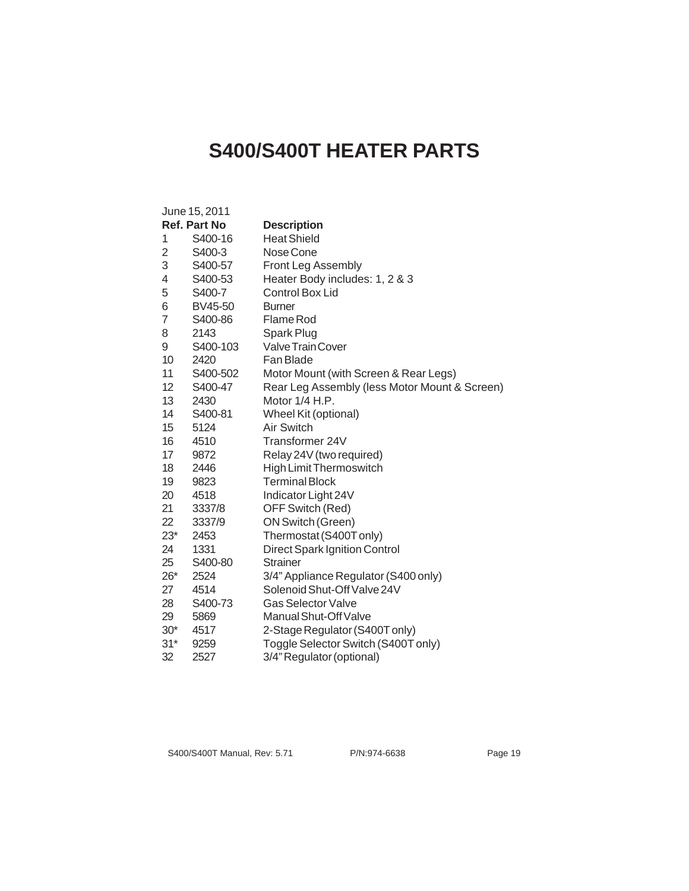# S400/S400T HEATER PARTS

June 15, 2011

| Ref. | Part No | Description |
|---|---|---|
| 1 | S400-16 | Heat Shield |
| 2 | S400-3 | Nose Cone |
| 3 | S400-57 | Front Leg Assembly |
| 4 | S400-53 | Heater Body includes: 1, 2 & 3 |
| 5 | S400-7 | Control Box Lid |
| 6 | BV45-50 | Burner |
| 7 | S400-86 | Flame Rod |
| 8 | 2143 | Spark Plug |
| 9 | S400-103 | Valve Train Cover |
| 10 | 2420 | Fan Blade |
| 11 | S400-502 | Motor Mount (with Screen & Rear Legs) |
| 12 | S400-47 | Rear Leg Assembly (less Motor Mount & Screen) |
| 13 | 2430 | Motor 1/4 H.P. |
| 14 | S400-81 | Wheel Kit (optional) |
| 15 | 5124 | Air Switch |
| 16 | 4510 | Transformer 24V |
| 17 | 9872 | Relay 24V (two required) |
| 18 | 2446 | High Limit Thermoswitch |
| 19 | 9823 | Terminal Block |
| 20 | 4518 | Indicator Light 24V |
| 21 | 3337/8 | OFF Switch (Red) |
| 22 | 3337/9 | ON Switch (Green) |
| 23* | 2453 | Thermostat (S400T only) |
| 24 | 1331 | Direct Spark Ignition Control |
| 25 | S400-80 | Strainer |
| 26* | 2524 | 3/4" Appliance Regulator (S400 only) |
| 27 | 4514 | Solenoid Shut-Off Valve 24V |
| 28 | S400-73 | Gas Selector Valve |
| 29 | 5869 | Manual Shut-Off Valve |
| 30* | 4517 | 2-Stage Regulator (S400T only) |
| 31* | 9259 | Toggle Selector Switch (S400T only) |
| 32 | 2527 | 3/4" Regulator (optional) |

S400/S400T Manual, Rev: 5.71 P/N:974-6638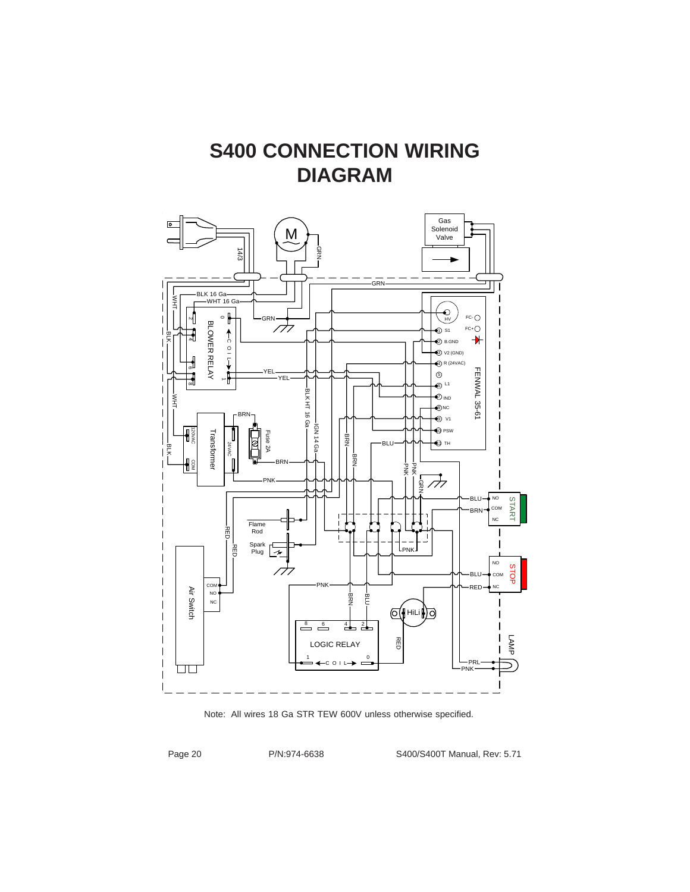# S400 CONNECTION WIRING DIAGRAM

Note: All wires 18 Ga STR TEW 600V unless otherwise specified.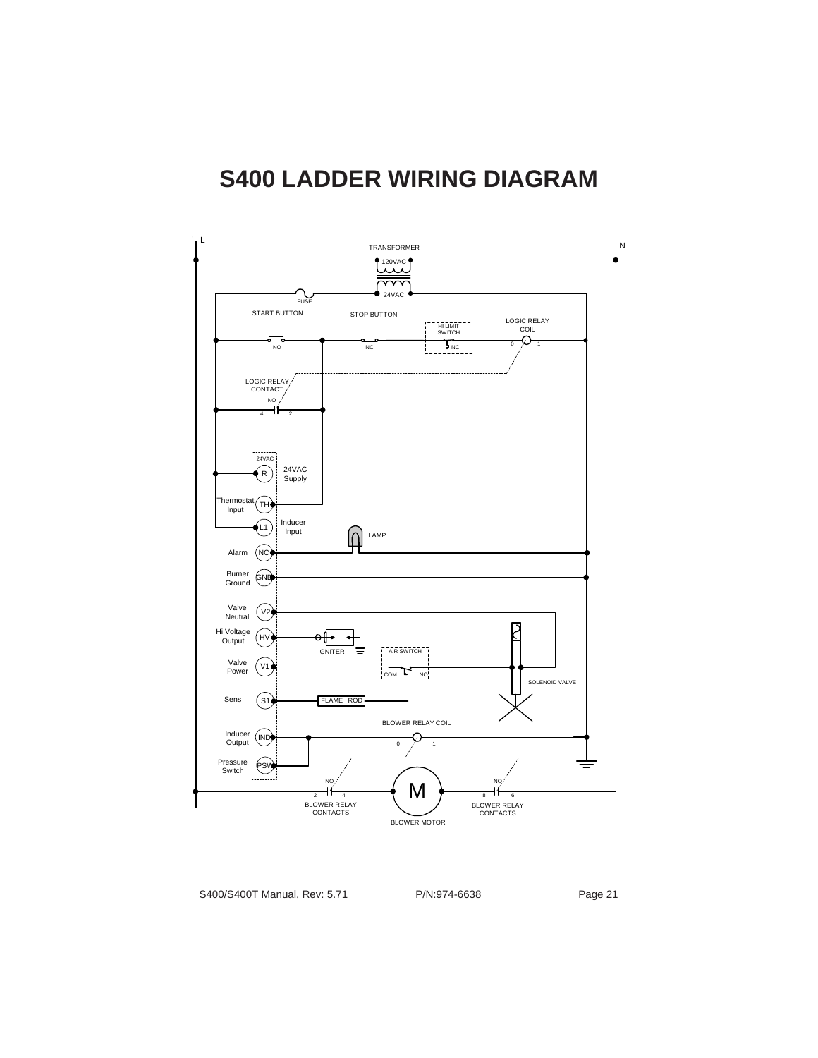# S400 LADDER WIRING DIAGRAM

L

N

TRANSFORMER

120VAC

24VAC

FUSE

START BUTTON

NO

STOP BUTTON

NC

HI LIMIT SWITCH

NC

LOGIC RELAY COIL

0 1

LOGIC RELAY CONTACT

NO

4 2

24VAC

R 24VAC Supply

Thermostat Input TH

L1 Inducer Input

LAMP

Alarm NC

Burner Ground GND

Valve Neutral V2

Hi Voltage Output HV

IGNITER

AIR SWITCH

COM NO

Valve Power V1

SOLENOID VALVE

Sens S1

FLAME ROD

BLOWER RELAY COIL

Inducer Output IND

0 1

Pressure Switch PSW

NO

2 4

BLOWER RELAY CONTACTS

M

BLOWER MOTOR

NO

8 6

BLOWER RELAY CONTACTS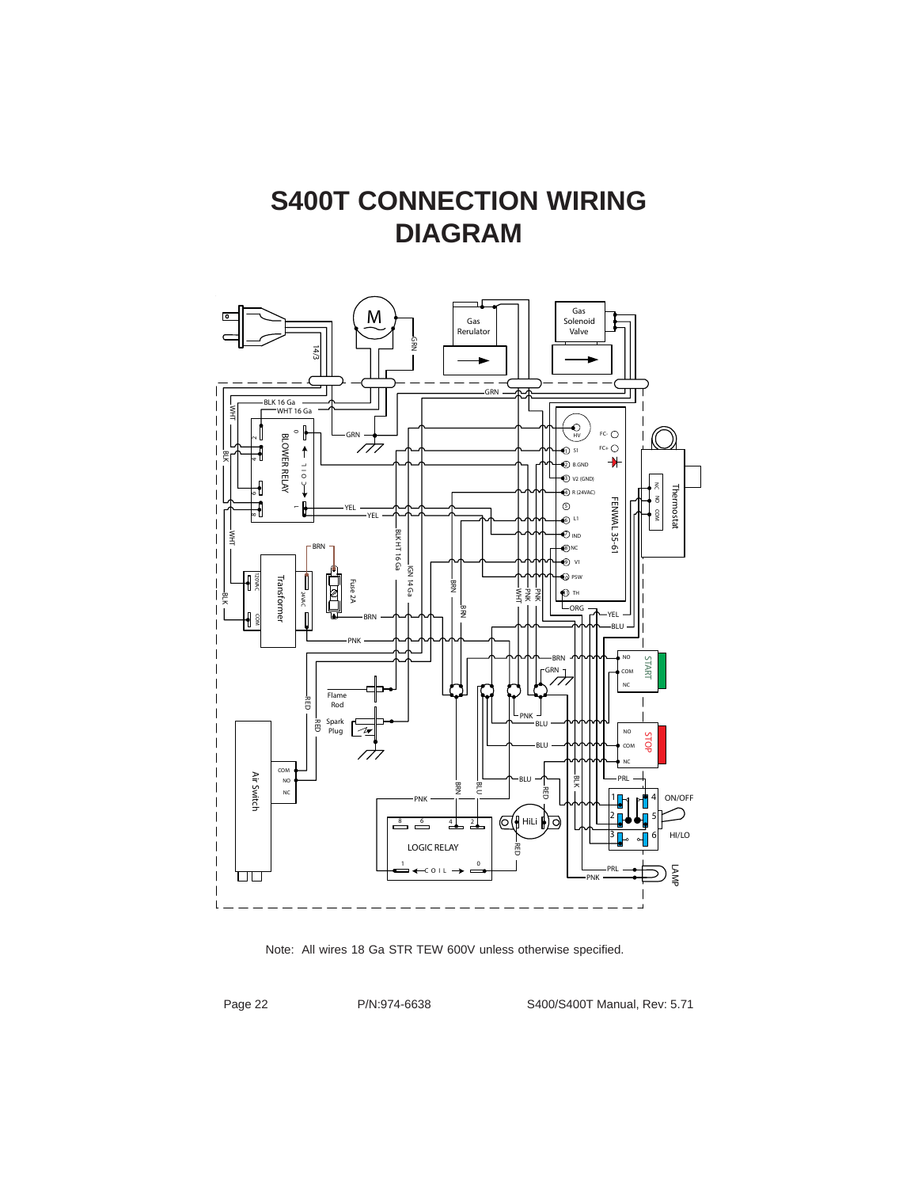# S400T CONNECTION WIRING DIAGRAM

Note: All wires 18 Ga STR TEW 600V unless otherwise specified.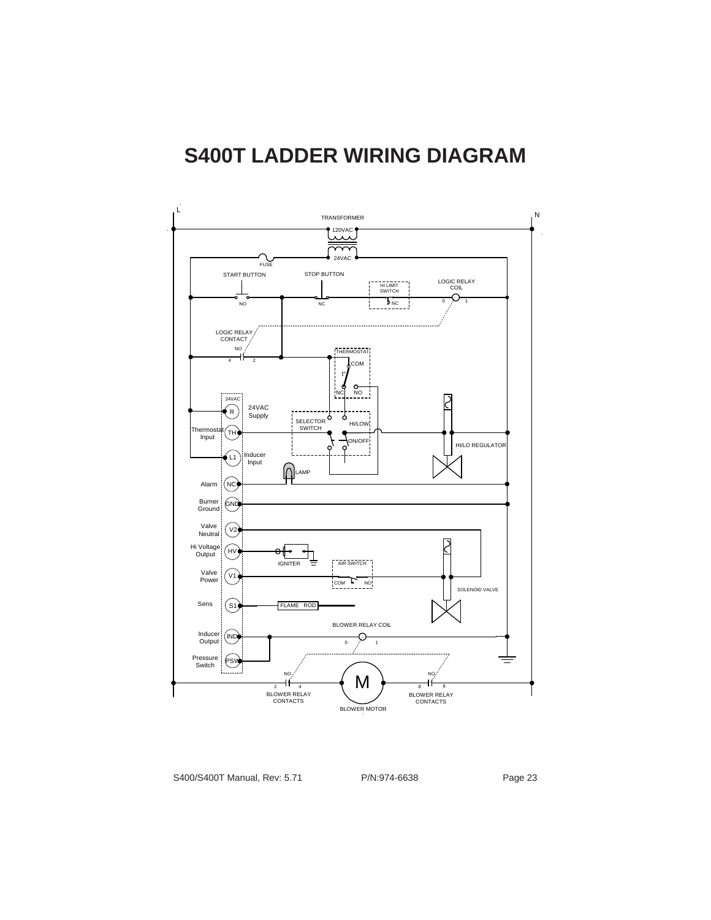# S400T LADDER WIRING DIAGRAM

L

N

TRANSFORMER

120VAC

24VAC

FUSE

START BUTTON

NO

STOP BUTTON

NC

HI LIMIT SWITCH

NC

LOGIC RELAY COIL

0 1

LOGIC RELAY CONTACT

NO

4 2

THERMOSTAT

COM

t°

NC NO

24VAC

R

24VAC Supply

Thermostat Input

TH

SELECTOR SWITCH

HI/LOW

ON/OFF

HI/LO REGULATOR

L1

Inducer Input

LAMP

Alarm

NC

Burner Ground

GND

Valve Neutral

V2

Hi Voltage Output

HV

IGNITER

AIR SWITCH

Valve Power

V1

COM NO

SOLENOID VALVE

Sens

S1

FLAME ROD

BLOWER RELAY COIL

Inducer Output

IND

0 1

Pressure Switch

PSW

NO

2 4

BLOWER RELAY CONTACTS

M

BLOWER MOTOR

NO

8 6

BLOWER RELAY CONTACTS

S400/S400T Manual, Rev: 5.71 P/N:974-6638